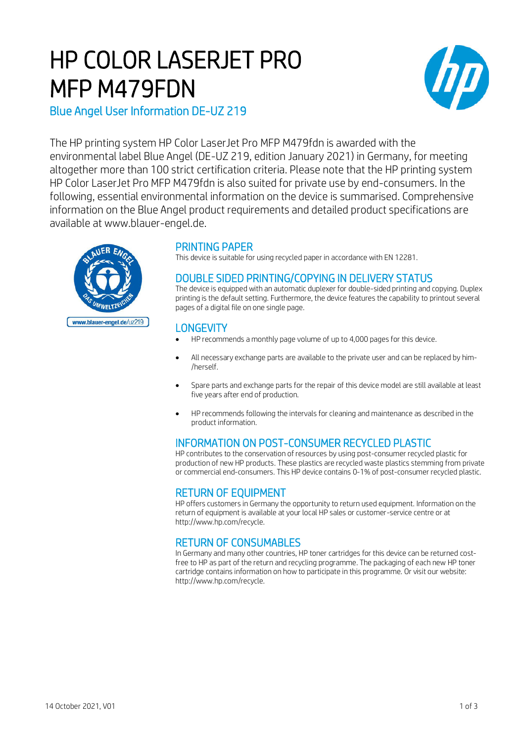# HP COLOR LASERJET PRO MFP M479FDN

## Blue Angel User Information DE-UZ 219

The HP printing system HP Color LaserJet Pro MFP M479fdn is awarded with the environmental label Blue Angel (DE-UZ 219, edition January 2021) in Germany, for meeting altogether more than 100 strict certification criteria. Please note that the HP printing system HP Color LaserJet Pro MFP M479fdn is also suited for private use by end-consumers. In the following, essential environmental information on the device is summarised. Comprehensive information on the Blue Angel product requirements and detailed product specifications are available at www.blauer-engel.de.

### PRINTING PAPER

This device is suitable for using recycled paper in accordance with EN 12281.

### DOUBLE SIDED PRINTING/COPYING IN DELIVERY STATUS

The device is equipped with an automatic duplexer for double-sided printing and copying. Duplex printing is the default setting. Furthermore, the device features the capability to printout several pages of a digital file on one single page.

### LONGEVITY

- HP recommends a monthly page volume of up to 4,000 pages for this device.
- All necessary exchange parts are available to the private user and can be replaced by him-/herself.
- Spare parts and exchange parts for the repair of this device model are still available at least five years after end of production.
- HP recommends following the intervals for cleaning and maintenance as described in the product information.

### INFORMATION ON POST-CONSUMER RECYCLED PLASTIC

HP contributes to the conservation of resources by using post-consumer recycled plastic for production of new HP products. These plastics are recycled waste plastics stemming from private or commercial end-consumers. This HP device contains 0-1% of post-consumer recycled plastic.

### RETURN OF EQUIPMENT

HP offers customers in Germany the opportunity to return used equipment. Information on the return of equipment is available at your local HP sales or customer-service centre or at http://www.hp.com/recycle.

### RETURN OF CONSUMABLES

In Germany and many other countries, HP toner cartridges for this device can be returned cost-free to HP as part of the return and recycling programme. The packaging of each new HP toner cartridge contains information on how to participate in this programme. Or visit our website: http://www.hp.com/recycle.

14 October 2021, V01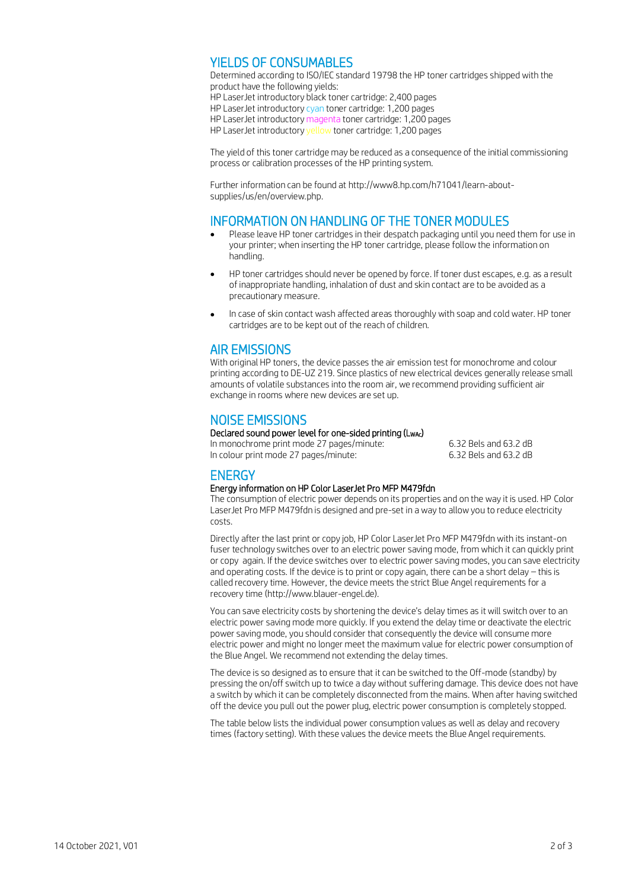## YIELDS OF CONSUMABLES

Determined according to ISO/IEC standard 19798 the HP toner cartridges shipped with the product have the following yields:
HP LaserJet introductory black toner cartridge: 2,400 pages
HP LaserJet introductory cyan toner cartridge: 1,200 pages
HP LaserJet introductory magenta toner cartridge: 1,200 pages
HP LaserJet introductory yellow toner cartridge: 1,200 pages

The yield of this toner cartridge may be reduced as a consequence of the initial commissioning process or calibration processes of the HP printing system.

Further information can be found at http://www8.hp.com/h71041/learn-about-supplies/us/en/overview.php.

## INFORMATION ON HANDLING OF THE TONER MODULES

- Please leave HP toner cartridges in their despatch packaging until you need them for use in your printer; when inserting the HP toner cartridge, please follow the information on handling.
- HP toner cartridges should never be opened by force. If toner dust escapes, e.g. as a result of inappropriate handling, inhalation of dust and skin contact are to be avoided as a precautionary measure.
- In case of skin contact wash affected areas thoroughly with soap and cold water. HP toner cartridges are to be kept out of the reach of children.

## AIR EMISSIONS

With original HP toners, the device passes the air emission test for monochrome and colour printing according to DE-UZ 219. Since plastics of new electrical devices generally release small amounts of volatile substances into the room air, we recommend providing sufficient air exchange in rooms where new devices are set up.

## NOISE EMISSIONS

**Declared sound power level for one-sided printing ($L_{WAc}$)**

| | |
|---|---|
| In monochrome print mode 27 pages/minute: | 6.32 Bels and 63.2 dB |
| In colour print mode 27 pages/minute: | 6.32 Bels and 63.2 dB |

## ENERGY

**Energy information on HP Color LaserJet Pro MFP M479fdn**

The consumption of electric power depends on its properties and on the way it is used. HP Color LaserJet Pro MFP M479fdn is designed and pre-set in a way to allow you to reduce electricity costs.

Directly after the last print or copy job, HP Color LaserJet Pro MFP M479fdn with its instant-on fuser technology switches over to an electric power saving mode, from which it can quickly print or copy again. If the device switches over to electric power saving modes, you can save electricity and operating costs. If the device is to print or copy again, there can be a short delay – this is called recovery time. However, the device meets the strict Blue Angel requirements for a recovery time (http://www.blauer-engel.de).

You can save electricity costs by shortening the device's delay times as it will switch over to an electric power saving mode more quickly. If you extend the delay time or deactivate the electric power saving mode, you should consider that consequently the device will consume more electric power and might no longer meet the maximum value for electric power consumption of the Blue Angel. We recommend not extending the delay times.

The device is so designed as to ensure that it can be switched to the Off-mode (standby) by pressing the on/off switch up to twice a day without suffering damage. This device does not have a switch by which it can be completely disconnected from the mains. When after having switched off the device you pull out the power plug, electric power consumption is completely stopped.

The table below lists the individual power consumption values as well as delay and recovery times (factory setting). With these values the device meets the Blue Angel requirements.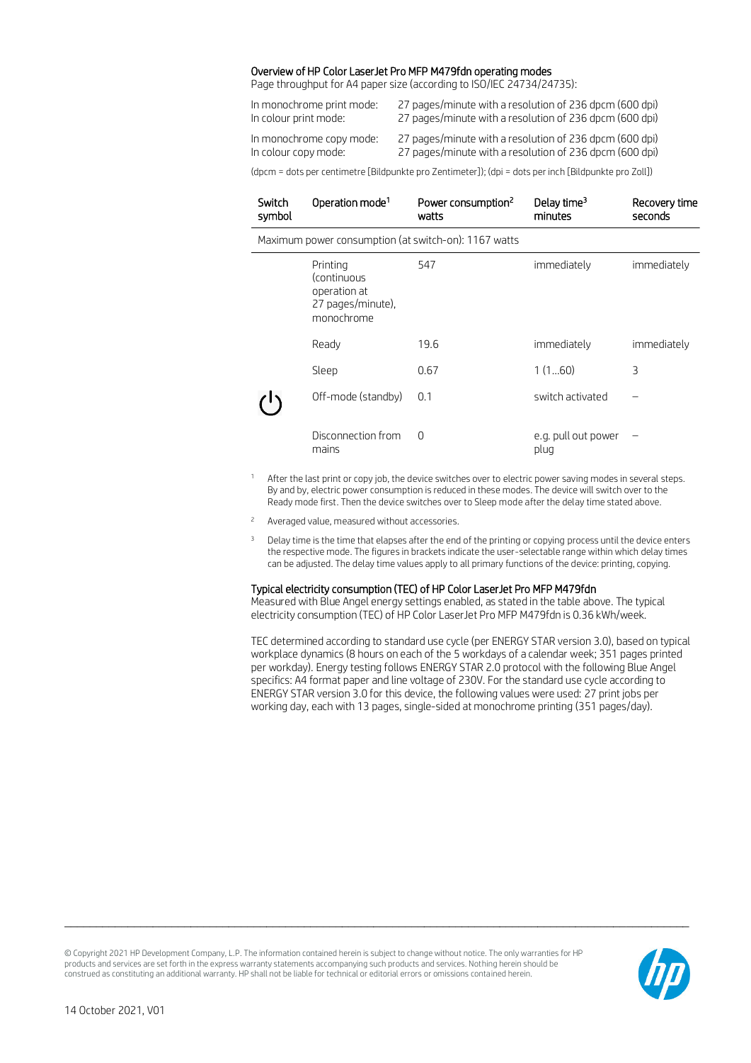### Overview of HP Color LaserJet Pro MFP M479fdn operating modes

Page throughput for A4 paper size (according to ISO/IEC 24734/24735):

| | |
|---|---|
| In monochrome print mode: | 27 pages/minute with a resolution of 236 dpcm (600 dpi) |
| In colour print mode: | 27 pages/minute with a resolution of 236 dpcm (600 dpi) |
| In monochrome copy mode: | 27 pages/minute with a resolution of 236 dpcm (600 dpi) |
| In colour copy mode: | 27 pages/minute with a resolution of 236 dpcm (600 dpi) |

(dpcm = dots per centimetre [Bildpunkte pro Zentimeter]); (dpi = dots per inch [Bildpunkte pro Zoll])

| Switch symbol | Operation mode[1] | Power consumption[2] watts | Delay time[3] minutes | Recovery time seconds |
|---|---|---|---|---|
| Maximum power consumption (at switch-on): 1167 watts | | | | |
| | Printing (continuous operation at 27 pages/minute), monochrome | 547 | immediately | immediately |
| | Ready | 19.6 | immediately | immediately |
| | Sleep | 0.67 | 1 (1…60) | 3 |
| ⏻ | Off-mode (standby) | 0.1 | switch activated | – |
| | Disconnection from mains | 0 | e.g. pull out power plug | – |

[1] After the last print or copy job, the device switches over to electric power saving modes in several steps. By and by, electric power consumption is reduced in these modes. The device will switch over to the Ready mode first. Then the device switches over to Sleep mode after the delay time stated above.

[2] Averaged value, measured without accessories.

[3] Delay time is the time that elapses after the end of the printing or copying process until the device enters the respective mode. The figures in brackets indicate the user-selectable range within which delay times can be adjusted. The delay time values apply to all primary functions of the device: printing, copying.

### Typical electricity consumption (TEC) of HP Color LaserJet Pro MFP M479fdn

Measured with Blue Angel energy settings enabled, as stated in the table above. The typical electricity consumption (TEC) of HP Color LaserJet Pro MFP M479fdn is 0.36 kWh/week.

TEC determined according to standard use cycle (per ENERGY STAR version 3.0), based on typical workplace dynamics (8 hours on each of the 5 workdays of a calendar week; 351 pages printed per workday). Energy testing follows ENERGY STAR 2.0 protocol with the following Blue Angel specifics: A4 format paper and line voltage of 230V. For the standard use cycle according to ENERGY STAR version 3.0 for this device, the following values were used: 27 print jobs per working day, each with 13 pages, single-sided at monochrome printing (351 pages/day).

© Copyright 2021 HP Development Company, L.P. The information contained herein is subject to change without notice. The only warranties for HP products and services are set forth in the express warranty statements accompanying such products and services. Nothing herein should be construed as constituting an additional warranty. HP shall not be liable for technical or editorial errors or omissions contained herein.

14 October 2021, V01